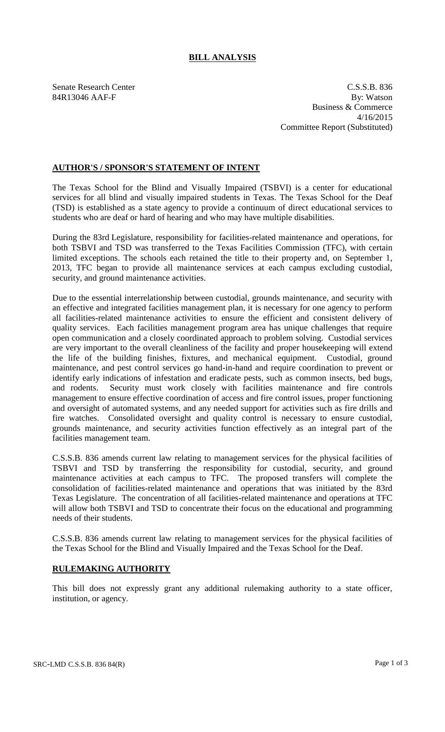# BILL ANALYSIS

Senate Research Center
84R13046 AAF-F

C.S.S.B. 836
By: Watson
Business & Commerce
4/16/2015
Committee Report (Substituted)

## AUTHOR'S / SPONSOR'S STATEMENT OF INTENT

The Texas School for the Blind and Visually Impaired (TSBVI) is a center for educational services for all blind and visually impaired students in Texas. The Texas School for the Deaf (TSD) is established as a state agency to provide a continuum of direct educational services to students who are deaf or hard of hearing and who may have multiple disabilities.

During the 83rd Legislature, responsibility for facilities-related maintenance and operations, for both TSBVI and TSD was transferred to the Texas Facilities Commission (TFC), with certain limited exceptions. The schools each retained the title to their property and, on September 1, 2013, TFC began to provide all maintenance services at each campus excluding custodial, security, and ground maintenance activities.

Due to the essential interrelationship between custodial, grounds maintenance, and security with an effective and integrated facilities management plan, it is necessary for one agency to perform all facilities-related maintenance activities to ensure the efficient and consistent delivery of quality services. Each facilities management program area has unique challenges that require open communication and a closely coordinated approach to problem solving. Custodial services are very important to the overall cleanliness of the facility and proper housekeeping will extend the life of the building finishes, fixtures, and mechanical equipment. Custodial, ground maintenance, and pest control services go hand-in-hand and require coordination to prevent or identify early indications of infestation and eradicate pests, such as common insects, bed bugs, and rodents. Security must work closely with facilities maintenance and fire controls management to ensure effective coordination of access and fire control issues, proper functioning and oversight of automated systems, and any needed support for activities such as fire drills and fire watches. Consolidated oversight and quality control is necessary to ensure custodial, grounds maintenance, and security activities function effectively as an integral part of the facilities management team.

C.S.S.B. 836 amends current law relating to management services for the physical facilities of TSBVI and TSD by transferring the responsibility for custodial, security, and ground maintenance activities at each campus to TFC. The proposed transfers will complete the consolidation of facilities-related maintenance and operations that was initiated by the 83rd Texas Legislature. The concentration of all facilities-related maintenance and operations at TFC will allow both TSBVI and TSD to concentrate their focus on the educational and programming needs of their students.

C.S.S.B. 836 amends current law relating to management services for the physical facilities of the Texas School for the Blind and Visually Impaired and the Texas School for the Deaf.

## RULEMAKING AUTHORITY

This bill does not expressly grant any additional rulemaking authority to a state officer, institution, or agency.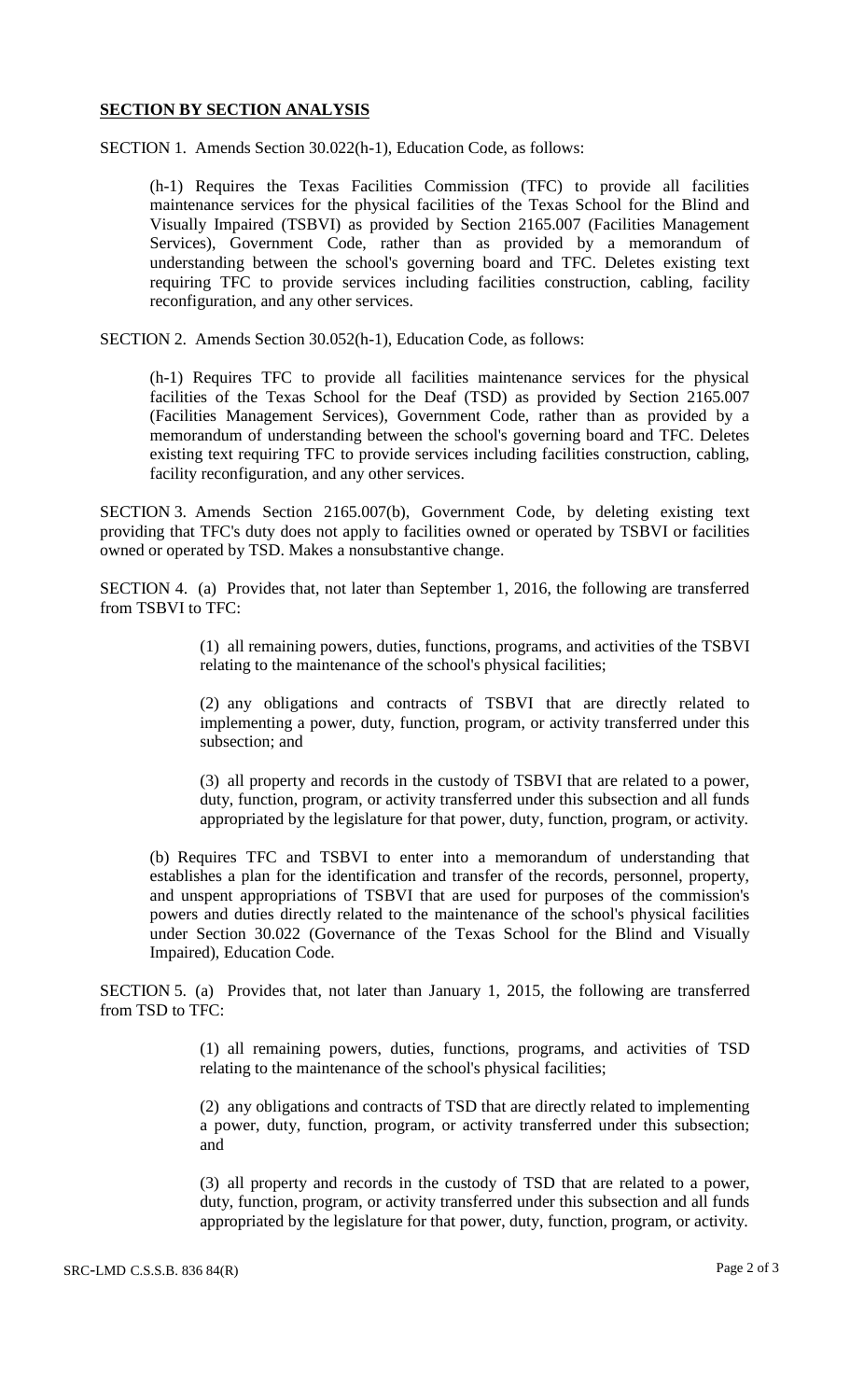## SECTION BY SECTION ANALYSIS

SECTION 1. Amends Section 30.022(h-1), Education Code, as follows:

> (h-1) Requires the Texas Facilities Commission (TFC) to provide all facilities maintenance services for the physical facilities of the Texas School for the Blind and Visually Impaired (TSBVI) as provided by Section 2165.007 (Facilities Management Services), Government Code, rather than as provided by a memorandum of understanding between the school's governing board and TFC. Deletes existing text requiring TFC to provide services including facilities construction, cabling, facility reconfiguration, and any other services.

SECTION 2. Amends Section 30.052(h-1), Education Code, as follows:

> (h-1) Requires TFC to provide all facilities maintenance services for the physical facilities of the Texas School for the Deaf (TSD) as provided by Section 2165.007 (Facilities Management Services), Government Code, rather than as provided by a memorandum of understanding between the school's governing board and TFC. Deletes existing text requiring TFC to provide services including facilities construction, cabling, facility reconfiguration, and any other services.

SECTION 3. Amends Section 2165.007(b), Government Code, by deleting existing text providing that TFC's duty does not apply to facilities owned or operated by TSBVI or facilities owned or operated by TSD. Makes a nonsubstantive change.

SECTION 4. (a) Provides that, not later than September 1, 2016, the following are transferred from TSBVI to TFC:

> (1) all remaining powers, duties, functions, programs, and activities of the TSBVI relating to the maintenance of the school's physical facilities;
>
> (2) any obligations and contracts of TSBVI that are directly related to implementing a power, duty, function, program, or activity transferred under this subsection; and
>
> (3) all property and records in the custody of TSBVI that are related to a power, duty, function, program, or activity transferred under this subsection and all funds appropriated by the legislature for that power, duty, function, program, or activity.

(b) Requires TFC and TSBVI to enter into a memorandum of understanding that establishes a plan for the identification and transfer of the records, personnel, property, and unspent appropriations of TSBVI that are used for purposes of the commission's powers and duties directly related to the maintenance of the school's physical facilities under Section 30.022 (Governance of the Texas School for the Blind and Visually Impaired), Education Code.

SECTION 5. (a) Provides that, not later than January 1, 2015, the following are transferred from TSD to TFC:

> (1) all remaining powers, duties, functions, programs, and activities of TSD relating to the maintenance of the school's physical facilities;
>
> (2) any obligations and contracts of TSD that are directly related to implementing a power, duty, function, program, or activity transferred under this subsection; and
>
> (3) all property and records in the custody of TSD that are related to a power, duty, function, program, or activity transferred under this subsection and all funds appropriated by the legislature for that power, duty, function, program, or activity.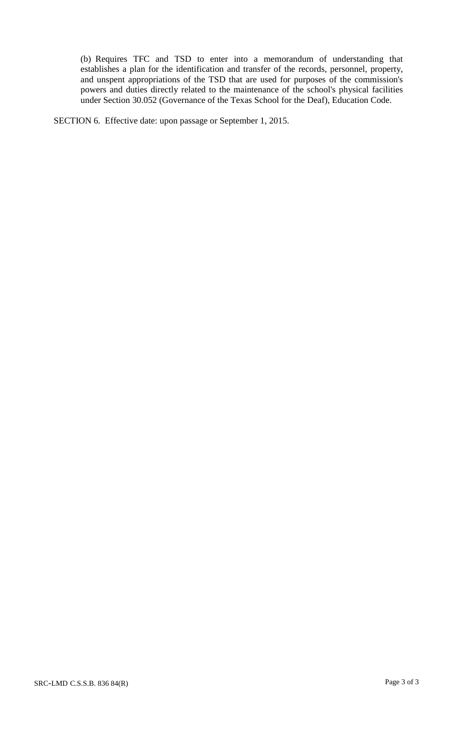(b) Requires TFC and TSD to enter into a memorandum of understanding that establishes a plan for the identification and transfer of the records, personnel, property, and unspent appropriations of the TSD that are used for purposes of the commission's powers and duties directly related to the maintenance of the school's physical facilities under Section 30.052 (Governance of the Texas School for the Deaf), Education Code.

SECTION 6. Effective date: upon passage or September 1, 2015.